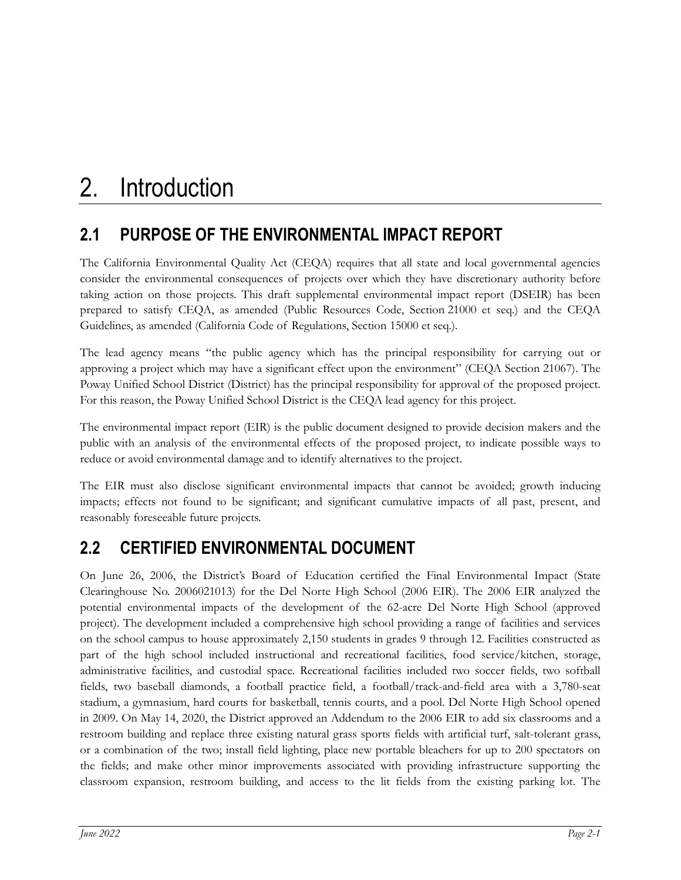# 2. Introduction

## 2.1 PURPOSE OF THE ENVIRONMENTAL IMPACT REPORT

The California Environmental Quality Act (CEQA) requires that all state and local governmental agencies consider the environmental consequences of projects over which they have discretionary authority before taking action on those projects. This draft supplemental environmental impact report (DSEIR) has been prepared to satisfy CEQA, as amended (Public Resources Code, Section 21000 et seq.) and the CEQA Guidelines, as amended (California Code of Regulations, Section 15000 et seq.).

The lead agency means "the public agency which has the principal responsibility for carrying out or approving a project which may have a significant effect upon the environment" (CEQA Section 21067). The Poway Unified School District (District) has the principal responsibility for approval of the proposed project. For this reason, the Poway Unified School District is the CEQA lead agency for this project.

The environmental impact report (EIR) is the public document designed to provide decision makers and the public with an analysis of the environmental effects of the proposed project, to indicate possible ways to reduce or avoid environmental damage and to identify alternatives to the project.

The EIR must also disclose significant environmental impacts that cannot be avoided; growth inducing impacts; effects not found to be significant; and significant cumulative impacts of all past, present, and reasonably foreseeable future projects.

## 2.2 CERTIFIED ENVIRONMENTAL DOCUMENT

On June 26, 2006, the District's Board of Education certified the Final Environmental Impact (State Clearinghouse No. 2006021013) for the Del Norte High School (2006 EIR). The 2006 EIR analyzed the potential environmental impacts of the development of the 62-acre Del Norte High School (approved project). The development included a comprehensive high school providing a range of facilities and services on the school campus to house approximately 2,150 students in grades 9 through 12. Facilities constructed as part of the high school included instructional and recreational facilities, food service/kitchen, storage, administrative facilities, and custodial space. Recreational facilities included two soccer fields, two softball fields, two baseball diamonds, a football practice field, a football/track-and-field area with a 3,780-seat stadium, a gymnasium, hard courts for basketball, tennis courts, and a pool. Del Norte High School opened in 2009. On May 14, 2020, the District approved an Addendum to the 2006 EIR to add six classrooms and a restroom building and replace three existing natural grass sports fields with artificial turf, salt-tolerant grass, or a combination of the two; install field lighting, place new portable bleachers for up to 200 spectators on the fields; and make other minor improvements associated with providing infrastructure supporting the classroom expansion, restroom building, and access to the lit fields from the existing parking lot. The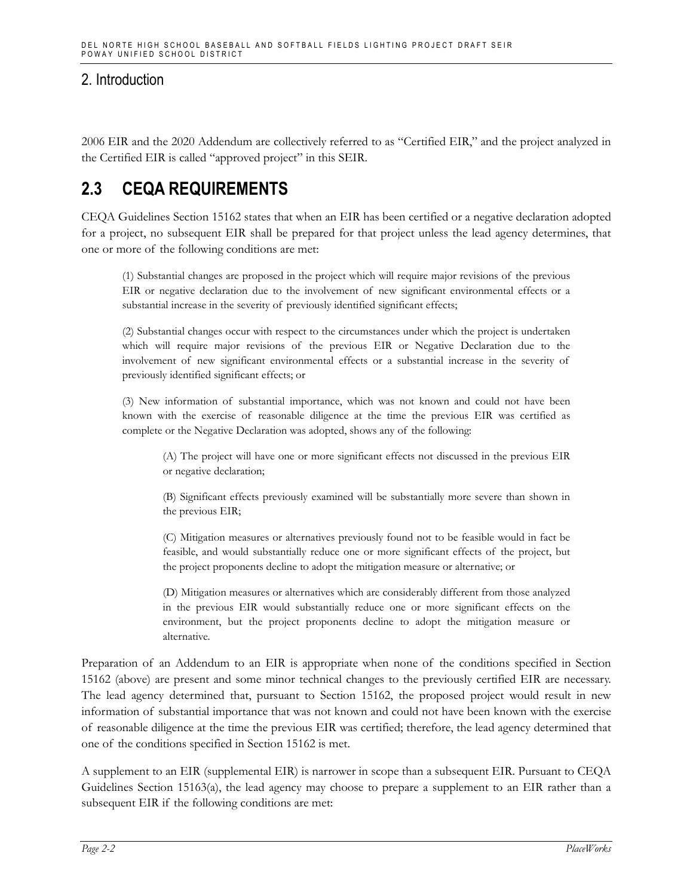2006 EIR and the 2020 Addendum are collectively referred to as "Certified EIR," and the project analyzed in the Certified EIR is called "approved project" in this SEIR.

## 2.3 CEQA REQUIREMENTS

CEQA Guidelines Section 15162 states that when an EIR has been certified or a negative declaration adopted for a project, no subsequent EIR shall be prepared for that project unless the lead agency determines, that one or more of the following conditions are met:

> (1) Substantial changes are proposed in the project which will require major revisions of the previous EIR or negative declaration due to the involvement of new significant environmental effects or a substantial increase in the severity of previously identified significant effects;
>
> (2) Substantial changes occur with respect to the circumstances under which the project is undertaken which will require major revisions of the previous EIR or Negative Declaration due to the involvement of new significant environmental effects or a substantial increase in the severity of previously identified significant effects; or
>
> (3) New information of substantial importance, which was not known and could not have been known with the exercise of reasonable diligence at the time the previous EIR was certified as complete or the Negative Declaration was adopted, shows any of the following:
>
> > (A) The project will have one or more significant effects not discussed in the previous EIR or negative declaration;
> >
> > (B) Significant effects previously examined will be substantially more severe than shown in the previous EIR;
> >
> > (C) Mitigation measures or alternatives previously found not to be feasible would in fact be feasible, and would substantially reduce one or more significant effects of the project, but the project proponents decline to adopt the mitigation measure or alternative; or
> >
> > (D) Mitigation measures or alternatives which are considerably different from those analyzed in the previous EIR would substantially reduce one or more significant effects on the environment, but the project proponents decline to adopt the mitigation measure or alternative.

Preparation of an Addendum to an EIR is appropriate when none of the conditions specified in Section 15162 (above) are present and some minor technical changes to the previously certified EIR are necessary. The lead agency determined that, pursuant to Section 15162, the proposed project would result in new information of substantial importance that was not known and could not have been known with the exercise of reasonable diligence at the time the previous EIR was certified; therefore, the lead agency determined that one of the conditions specified in Section 15162 is met.

A supplement to an EIR (supplemental EIR) is narrower in scope than a subsequent EIR. Pursuant to CEQA Guidelines Section 15163(a), the lead agency may choose to prepare a supplement to an EIR rather than a subsequent EIR if the following conditions are met: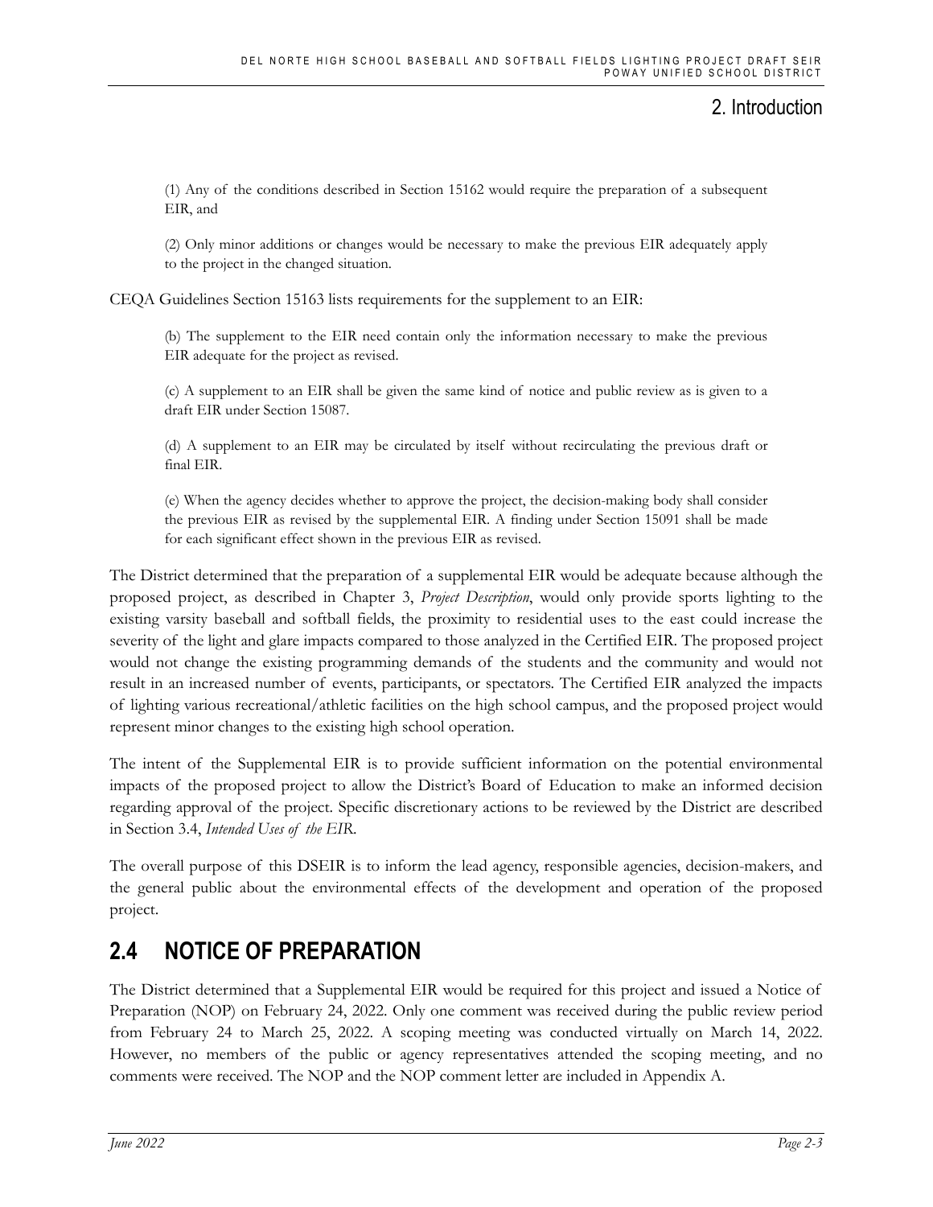> (1) Any of the conditions described in Section 15162 would require the preparation of a subsequent EIR, and
>
> (2) Only minor additions or changes would be necessary to make the previous EIR adequately apply to the project in the changed situation.

CEQA Guidelines Section 15163 lists requirements for the supplement to an EIR:

> (b) The supplement to the EIR need contain only the information necessary to make the previous EIR adequate for the project as revised.
>
> (c) A supplement to an EIR shall be given the same kind of notice and public review as is given to a draft EIR under Section 15087.
>
> (d) A supplement to an EIR may be circulated by itself without recirculating the previous draft or final EIR.
>
> (e) When the agency decides whether to approve the project, the decision-making body shall consider the previous EIR as revised by the supplemental EIR. A finding under Section 15091 shall be made for each significant effect shown in the previous EIR as revised.

The District determined that the preparation of a supplemental EIR would be adequate because although the proposed project, as described in Chapter 3, *Project Description*, would only provide sports lighting to the existing varsity baseball and softball fields, the proximity to residential uses to the east could increase the severity of the light and glare impacts compared to those analyzed in the Certified EIR. The proposed project would not change the existing programming demands of the students and the community and would not result in an increased number of events, participants, or spectators. The Certified EIR analyzed the impacts of lighting various recreational/athletic facilities on the high school campus, and the proposed project would represent minor changes to the existing high school operation.

The intent of the Supplemental EIR is to provide sufficient information on the potential environmental impacts of the proposed project to allow the District's Board of Education to make an informed decision regarding approval of the project. Specific discretionary actions to be reviewed by the District are described in Section 3.4, *Intended Uses of the EIR*.

The overall purpose of this DSEIR is to inform the lead agency, responsible agencies, decision-makers, and the general public about the environmental effects of the development and operation of the proposed project.

## 2.4 NOTICE OF PREPARATION

The District determined that a Supplemental EIR would be required for this project and issued a Notice of Preparation (NOP) on February 24, 2022. Only one comment was received during the public review period from February 24 to March 25, 2022. A scoping meeting was conducted virtually on March 14, 2022. However, no members of the public or agency representatives attended the scoping meeting, and no comments were received. The NOP and the NOP comment letter are included in Appendix A.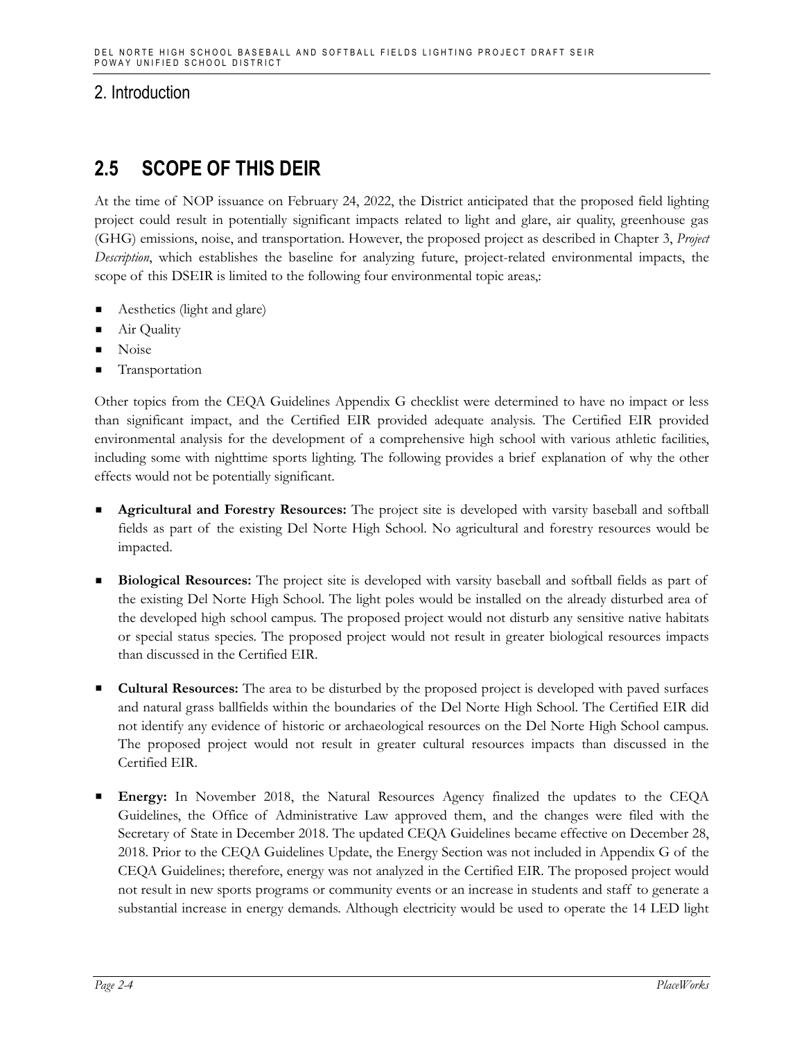## 2. Introduction

# 2.5 SCOPE OF THIS DEIR

At the time of NOP issuance on February 24, 2022, the District anticipated that the proposed field lighting project could result in potentially significant impacts related to light and glare, air quality, greenhouse gas (GHG) emissions, noise, and transportation. However, the proposed project as described in Chapter 3, *Project Description*, which establishes the baseline for analyzing future, project-related environmental impacts, the scope of this DSEIR is limited to the following four environmental topic areas,:

- Aesthetics (light and glare)
- Air Quality
- Noise
- Transportation

Other topics from the CEQA Guidelines Appendix G checklist were determined to have no impact or less than significant impact, and the Certified EIR provided adequate analysis. The Certified EIR provided environmental analysis for the development of a comprehensive high school with various athletic facilities, including some with nighttime sports lighting. The following provides a brief explanation of why the other effects would not be potentially significant.

- **Agricultural and Forestry Resources:** The project site is developed with varsity baseball and softball fields as part of the existing Del Norte High School. No agricultural and forestry resources would be impacted.

- **Biological Resources:** The project site is developed with varsity baseball and softball fields as part of the existing Del Norte High School. The light poles would be installed on the already disturbed area of the developed high school campus. The proposed project would not disturb any sensitive native habitats or special status species. The proposed project would not result in greater biological resources impacts than discussed in the Certified EIR.

- **Cultural Resources:** The area to be disturbed by the proposed project is developed with paved surfaces and natural grass ballfields within the boundaries of the Del Norte High School. The Certified EIR did not identify any evidence of historic or archaeological resources on the Del Norte High School campus. The proposed project would not result in greater cultural resources impacts than discussed in the Certified EIR.

- **Energy:** In November 2018, the Natural Resources Agency finalized the updates to the CEQA Guidelines, the Office of Administrative Law approved them, and the changes were filed with the Secretary of State in December 2018. The updated CEQA Guidelines became effective on December 28, 2018. Prior to the CEQA Guidelines Update, the Energy Section was not included in Appendix G of the CEQA Guidelines; therefore, energy was not analyzed in the Certified EIR. The proposed project would not result in new sports programs or community events or an increase in students and staff to generate a substantial increase in energy demands. Although electricity would be used to operate the 14 LED light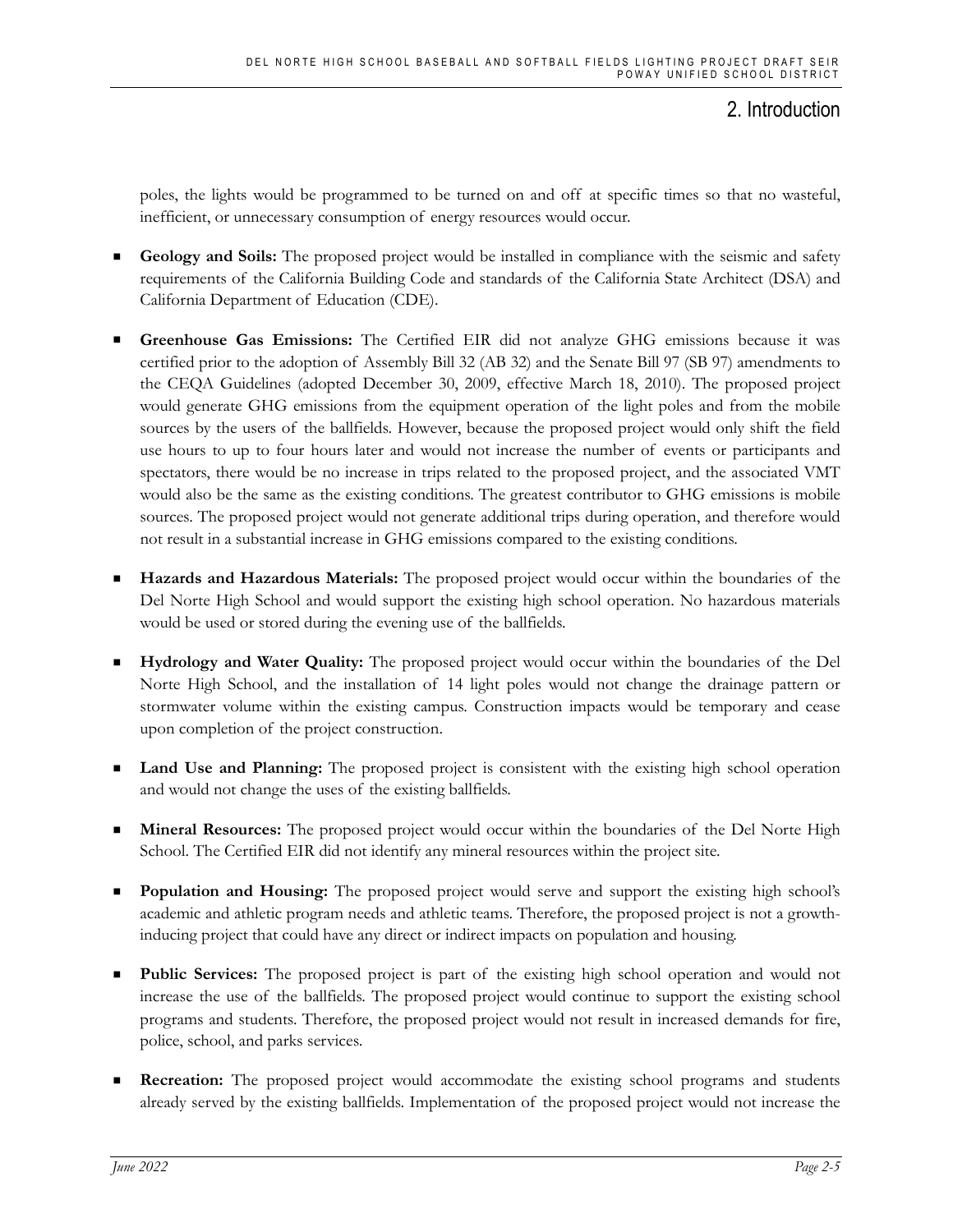poles, the lights would be programmed to be turned on and off at specific times so that no wasteful, inefficient, or unnecessary consumption of energy resources would occur.

- **Geology and Soils:** The proposed project would be installed in compliance with the seismic and safety requirements of the California Building Code and standards of the California State Architect (DSA) and California Department of Education (CDE).

- **Greenhouse Gas Emissions:** The Certified EIR did not analyze GHG emissions because it was certified prior to the adoption of Assembly Bill 32 (AB 32) and the Senate Bill 97 (SB 97) amendments to the CEQA Guidelines (adopted December 30, 2009, effective March 18, 2010). The proposed project would generate GHG emissions from the equipment operation of the light poles and from the mobile sources by the users of the ballfields. However, because the proposed project would only shift the field use hours to up to four hours later and would not increase the number of events or participants and spectators, there would be no increase in trips related to the proposed project, and the associated VMT would also be the same as the existing conditions. The greatest contributor to GHG emissions is mobile sources. The proposed project would not generate additional trips during operation, and therefore would not result in a substantial increase in GHG emissions compared to the existing conditions.

- **Hazards and Hazardous Materials:** The proposed project would occur within the boundaries of the Del Norte High School and would support the existing high school operation. No hazardous materials would be used or stored during the evening use of the ballfields.

- **Hydrology and Water Quality:** The proposed project would occur within the boundaries of the Del Norte High School, and the installation of 14 light poles would not change the drainage pattern or stormwater volume within the existing campus. Construction impacts would be temporary and cease upon completion of the project construction.

- **Land Use and Planning:** The proposed project is consistent with the existing high school operation and would not change the uses of the existing ballfields.

- **Mineral Resources:** The proposed project would occur within the boundaries of the Del Norte High School. The Certified EIR did not identify any mineral resources within the project site.

- **Population and Housing:** The proposed project would serve and support the existing high school's academic and athletic program needs and athletic teams. Therefore, the proposed project is not a growth-inducing project that could have any direct or indirect impacts on population and housing.

- **Public Services:** The proposed project is part of the existing high school operation and would not increase the use of the ballfields. The proposed project would continue to support the existing school programs and students. Therefore, the proposed project would not result in increased demands for fire, police, school, and parks services.

- **Recreation:** The proposed project would accommodate the existing school programs and students already served by the existing ballfields. Implementation of the proposed project would not increase the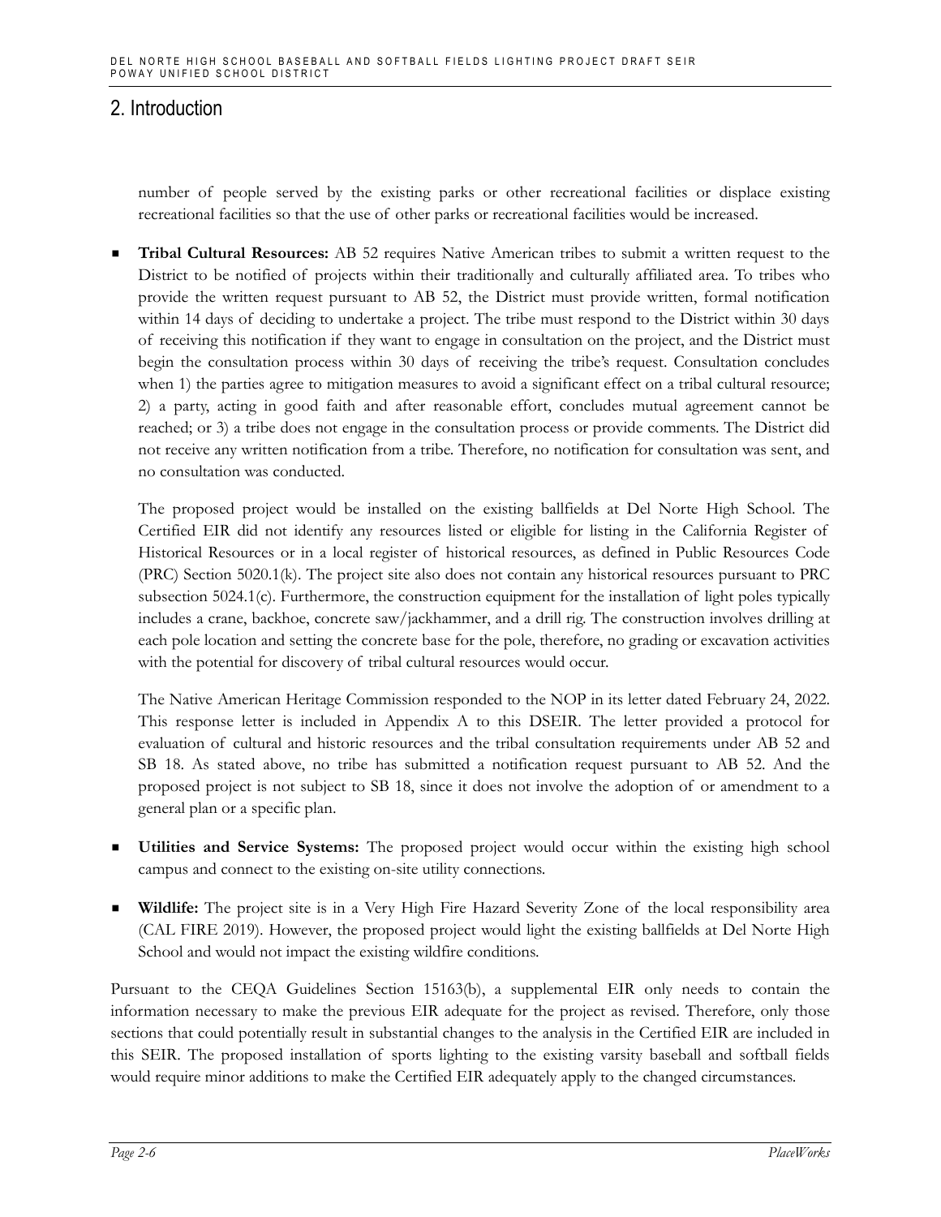# 2. Introduction

number of people served by the existing parks or other recreational facilities or displace existing recreational facilities so that the use of other parks or recreational facilities would be increased.

- **Tribal Cultural Resources:** AB 52 requires Native American tribes to submit a written request to the District to be notified of projects within their traditionally and culturally affiliated area. To tribes who provide the written request pursuant to AB 52, the District must provide written, formal notification within 14 days of deciding to undertake a project. The tribe must respond to the District within 30 days of receiving this notification if they want to engage in consultation on the project, and the District must begin the consultation process within 30 days of receiving the tribe's request. Consultation concludes when 1) the parties agree to mitigation measures to avoid a significant effect on a tribal cultural resource; 2) a party, acting in good faith and after reasonable effort, concludes mutual agreement cannot be reached; or 3) a tribe does not engage in the consultation process or provide comments. The District did not receive any written notification from a tribe. Therefore, no notification for consultation was sent, and no consultation was conducted.

  The proposed project would be installed on the existing ballfields at Del Norte High School. The Certified EIR did not identify any resources listed or eligible for listing in the California Register of Historical Resources or in a local register of historical resources, as defined in Public Resources Code (PRC) Section 5020.1(k). The project site also does not contain any historical resources pursuant to PRC subsection 5024.1(c). Furthermore, the construction equipment for the installation of light poles typically includes a crane, backhoe, concrete saw/jackhammer, and a drill rig. The construction involves drilling at each pole location and setting the concrete base for the pole, therefore, no grading or excavation activities with the potential for discovery of tribal cultural resources would occur.

  The Native American Heritage Commission responded to the NOP in its letter dated February 24, 2022. This response letter is included in Appendix A to this DSEIR. The letter provided a protocol for evaluation of cultural and historic resources and the tribal consultation requirements under AB 52 and SB 18. As stated above, no tribe has submitted a notification request pursuant to AB 52. And the proposed project is not subject to SB 18, since it does not involve the adoption of or amendment to a general plan or a specific plan.

- **Utilities and Service Systems:** The proposed project would occur within the existing high school campus and connect to the existing on-site utility connections.

- **Wildlife:** The project site is in a Very High Fire Hazard Severity Zone of the local responsibility area (CAL FIRE 2019). However, the proposed project would light the existing ballfields at Del Norte High School and would not impact the existing wildfire conditions.

Pursuant to the CEQA Guidelines Section 15163(b), a supplemental EIR only needs to contain the information necessary to make the previous EIR adequate for the project as revised. Therefore, only those sections that could potentially result in substantial changes to the analysis in the Certified EIR are included in this SEIR. The proposed installation of sports lighting to the existing varsity baseball and softball fields would require minor additions to make the Certified EIR adequately apply to the changed circumstances.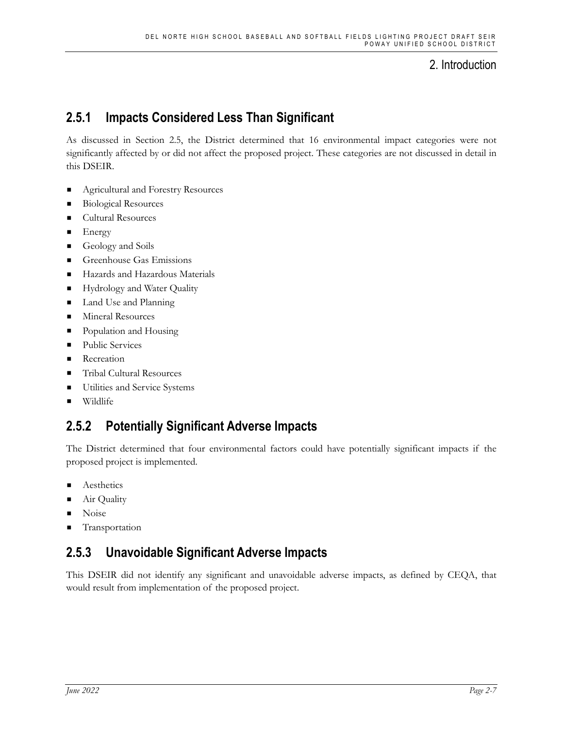### 2.5.1 Impacts Considered Less Than Significant

As discussed in Section 2.5, the District determined that 16 environmental impact categories were not significantly affected by or did not affect the proposed project. These categories are not discussed in detail in this DSEIR.

- Agricultural and Forestry Resources
- Biological Resources
- Cultural Resources
- Energy
- Geology and Soils
- Greenhouse Gas Emissions
- Hazards and Hazardous Materials
- Hydrology and Water Quality
- Land Use and Planning
- Mineral Resources
- Population and Housing
- Public Services
- Recreation
- Tribal Cultural Resources
- Utilities and Service Systems
- Wildlife

### 2.5.2 Potentially Significant Adverse Impacts

The District determined that four environmental factors could have potentially significant impacts if the proposed project is implemented.

- Aesthetics
- Air Quality
- Noise
- Transportation

### 2.5.3 Unavoidable Significant Adverse Impacts

This DSEIR did not identify any significant and unavoidable adverse impacts, as defined by CEQA, that would result from implementation of the proposed project.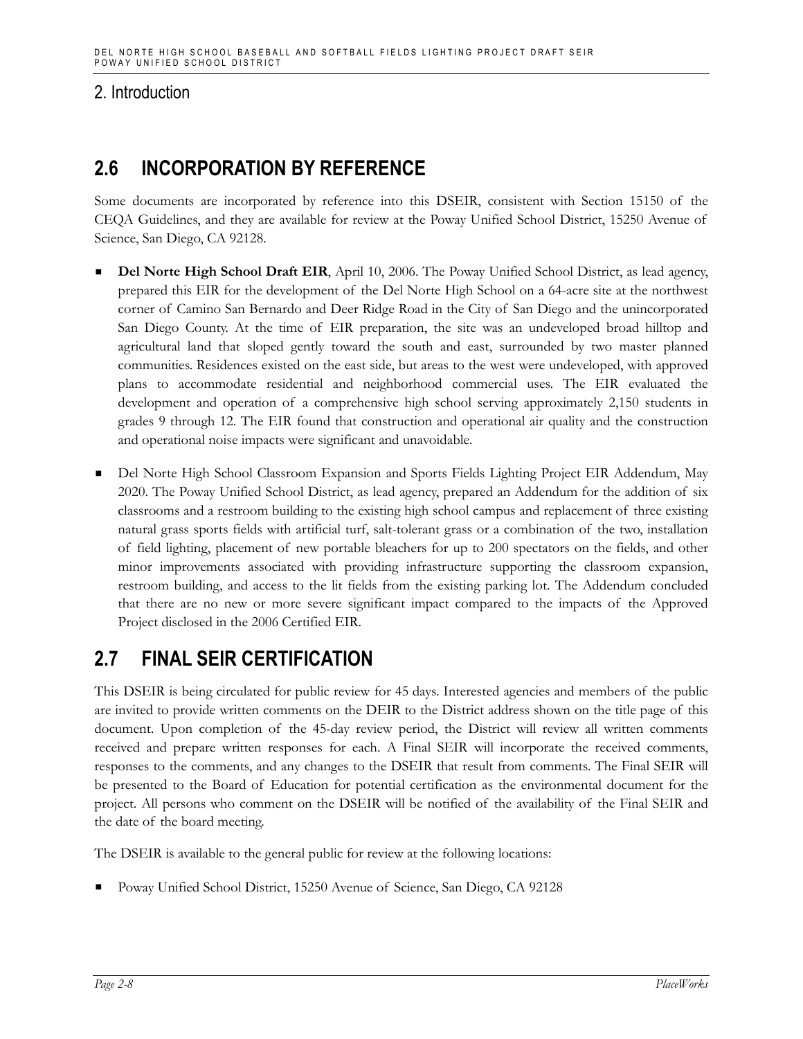## 2. Introduction

## 2.6 INCORPORATION BY REFERENCE

Some documents are incorporated by reference into this DSEIR, consistent with Section 15150 of the CEQA Guidelines, and they are available for review at the Poway Unified School District, 15250 Avenue of Science, San Diego, CA 92128.

- **Del Norte High School Draft EIR**, April 10, 2006. The Poway Unified School District, as lead agency, prepared this EIR for the development of the Del Norte High School on a 64-acre site at the northwest corner of Camino San Bernardo and Deer Ridge Road in the City of San Diego and the unincorporated San Diego County. At the time of EIR preparation, the site was an undeveloped broad hilltop and agricultural land that sloped gently toward the south and east, surrounded by two master planned communities. Residences existed on the east side, but areas to the west were undeveloped, with approved plans to accommodate residential and neighborhood commercial uses. The EIR evaluated the development and operation of a comprehensive high school serving approximately 2,150 students in grades 9 through 12. The EIR found that construction and operational air quality and the construction and operational noise impacts were significant and unavoidable.
- Del Norte High School Classroom Expansion and Sports Fields Lighting Project EIR Addendum, May 2020. The Poway Unified School District, as lead agency, prepared an Addendum for the addition of six classrooms and a restroom building to the existing high school campus and replacement of three existing natural grass sports fields with artificial turf, salt-tolerant grass or a combination of the two, installation of field lighting, placement of new portable bleachers for up to 200 spectators on the fields, and other minor improvements associated with providing infrastructure supporting the classroom expansion, restroom building, and access to the lit fields from the existing parking lot. The Addendum concluded that there are no new or more severe significant impact compared to the impacts of the Approved Project disclosed in the 2006 Certified EIR.

## 2.7 FINAL SEIR CERTIFICATION

This DSEIR is being circulated for public review for 45 days. Interested agencies and members of the public are invited to provide written comments on the DEIR to the District address shown on the title page of this document. Upon completion of the 45-day review period, the District will review all written comments received and prepare written responses for each. A Final SEIR will incorporate the received comments, responses to the comments, and any changes to the DSEIR that result from comments. The Final SEIR will be presented to the Board of Education for potential certification as the environmental document for the project. All persons who comment on the DSEIR will be notified of the availability of the Final SEIR and the date of the board meeting.

The DSEIR is available to the general public for review at the following locations:

- Poway Unified School District, 15250 Avenue of Science, San Diego, CA 92128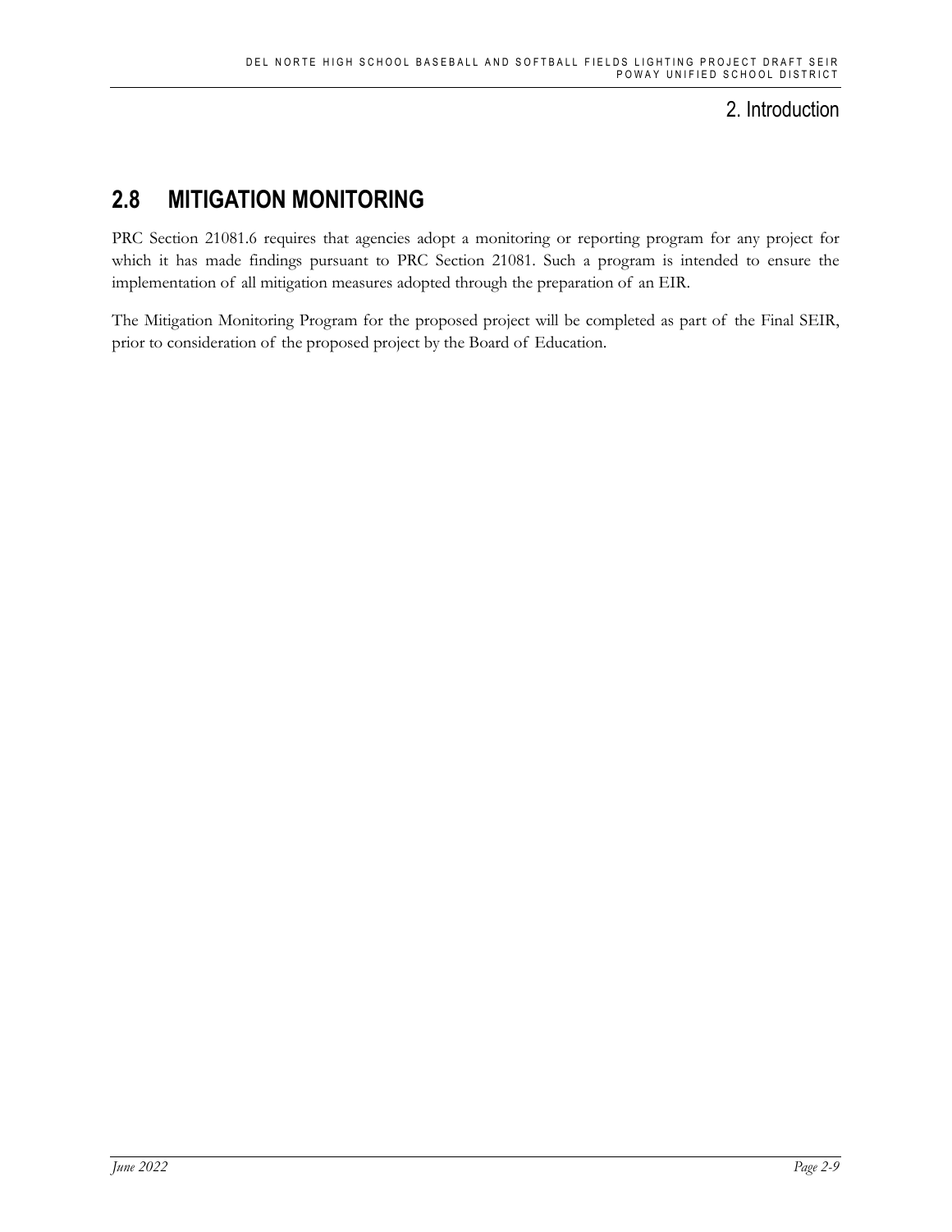## 2.8 MITIGATION MONITORING

PRC Section 21081.6 requires that agencies adopt a monitoring or reporting program for any project for which it has made findings pursuant to PRC Section 21081. Such a program is intended to ensure the implementation of all mitigation measures adopted through the preparation of an EIR.

The Mitigation Monitoring Program for the proposed project will be completed as part of the Final SEIR, prior to consideration of the proposed project by the Board of Education.